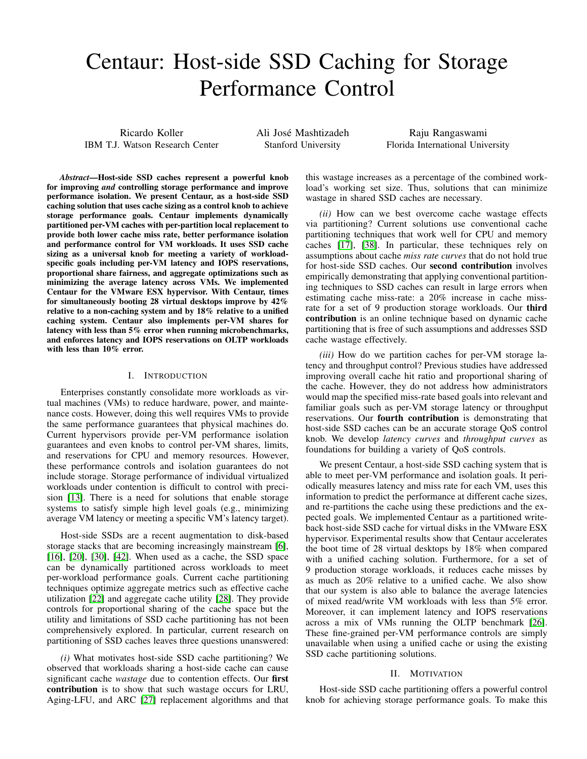# Centaur: Host-side SSD Caching for Storage Performance Control

Ricardo Koller
IBM T.J. Watson Research Center

Ali José Mashtizadeh
Stanford University

Raju Rangaswami
Florida International University

***Abstract*—Host-side SSD caches represent a powerful knob for improving *and* controlling storage performance and improve performance isolation. We present Centaur, as a host-side SSD caching solution that uses cache sizing as a control knob to achieve storage performance goals. Centaur implements dynamically partitioned per-VM caches with per-partition local replacement to provide both lower cache miss rate, better performance isolation and performance control for VM workloads. It uses SSD cache sizing as a universal knob for meeting a variety of workload-specific goals including per-VM latency and IOPS reservations, proportional share fairness, and aggregate optimizations such as minimizing the average latency across VMs. We implemented Centaur for the VMware ESX hypervisor. With Centaur, times for simultaneously booting 28 virtual desktops improve by 42% relative to a non-caching system and by 18% relative to a unified caching system. Centaur also implements per-VM shares for latency with less than 5% error when running microbenchmarks, and enforces latency and IOPS reservations on OLTP workloads with less than 10% error.**

## I. Introduction

Enterprises constantly consolidate more workloads as virtual machines (VMs) to reduce hardware, power, and maintenance costs. However, doing this well requires VMs to provide the same performance guarantees that physical machines do. Current hypervisors provide per-VM performance isolation guarantees and even knobs to control per-VM shares, limits, and reservations for CPU and memory resources. However, these performance controls and isolation guarantees do not include storage. Storage performance of individual virtualized workloads under contention is difficult to control with precision [13]. There is a need for solutions that enable storage systems to satisfy simple high level goals (e.g., minimizing average VM latency or meeting a specific VM's latency target).

Host-side SSDs are a recent augmentation to disk-based storage stacks that are becoming increasingly mainstream [6], [16], [20], [30], [42]. When used as a cache, the SSD space can be dynamically partitioned across workloads to meet per-workload performance goals. Current cache partitioning techniques optimize aggregate metrics such as effective cache utilization [22] and aggregate cache utility [28]. They provide controls for proportional sharing of the cache space but the utility and limitations of SSD cache partitioning has not been comprehensively explored. In particular, current research on partitioning of SSD caches leaves three questions unanswered:

*(i)* What motivates host-side SSD cache partitioning? We observed that workloads sharing a host-side cache can cause significant cache *wastage* due to contention effects. Our **first contribution** is to show that such wastage occurs for LRU, Aging-LFU, and ARC [27] replacement algorithms and that this wastage increases as a percentage of the combined workload's working set size. Thus, solutions that can minimize wastage in shared SSD caches are necessary.

*(ii)* How can we best overcome cache wastage effects via partitioning? Current solutions use conventional cache partitioning techniques that work well for CPU and memory caches [17], [38]. In particular, these techniques rely on assumptions about cache *miss rate curves* that do not hold true for host-side SSD caches. Our **second contribution** involves empirically demonstrating that applying conventional partitioning techniques to SSD caches can result in large errors when estimating cache miss-rate: a 20% increase in cache miss-rate for a set of 9 production storage workloads. Our **third contribution** is an online technique based on dynamic cache partitioning that is free of such assumptions and addresses SSD cache wastage effectively.

*(iii)* How do we partition caches for per-VM storage latency and throughput control? Previous studies have addressed improving overall cache hit ratio and proportional sharing of the cache. However, they do not address how administrators would map the specified miss-rate based goals into relevant and familiar goals such as per-VM storage latency or throughput reservations. Our **fourth contribution** is demonstrating that host-side SSD caches can be an accurate storage QoS control knob. We develop *latency curves* and *throughput curves* as foundations for building a variety of QoS controls.

We present Centaur, a host-side SSD caching system that is able to meet per-VM performance and isolation goals. It periodically measures latency and miss rate for each VM, uses this information to predict the performance at different cache sizes, and re-partitions the cache using these predictions and the expected goals. We implemented Centaur as a partitioned write-back host-side SSD cache for virtual disks in the VMware ESX hypervisor. Experimental results show that Centaur accelerates the boot time of 28 virtual desktops by 18% when compared with a unified caching solution. Furthermore, for a set of 9 production storage workloads, it reduces cache misses by as much as 20% relative to a unified cache. We also show that our system is also able to balance the average latencies of mixed read/write VM workloads with less than 5% error. Moreover, it can implement latency and IOPS reservations across a mix of VMs running the OLTP benchmark [26]. These fine-grained per-VM performance controls are simply unavailable when using a unified cache or using the existing SSD cache partitioning solutions.

## II. Motivation

Host-side SSD cache partitioning offers a powerful control knob for achieving storage performance goals. To make this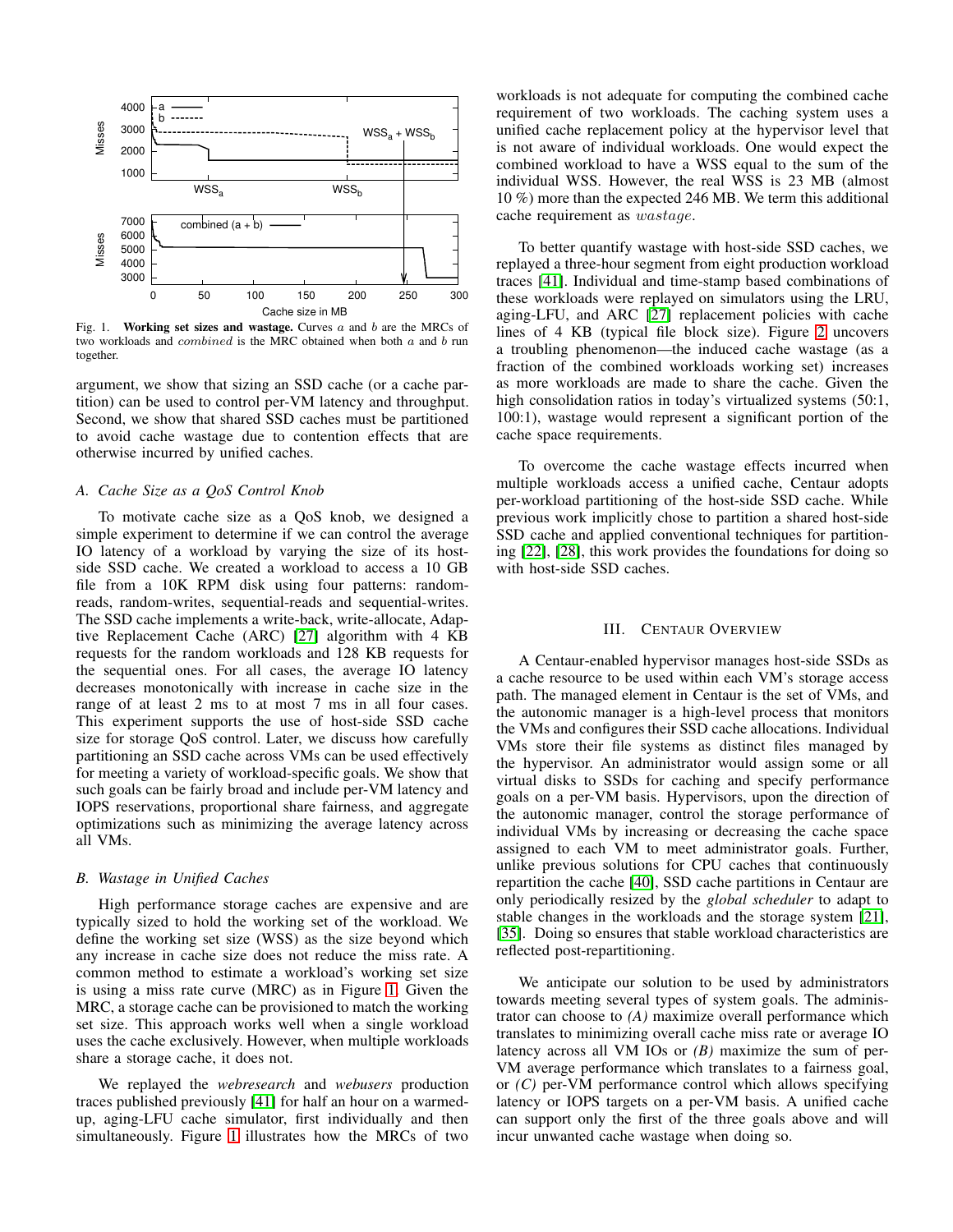Fig. 1. **Working set sizes and wastage.** Curves $a$ and $b$ are the MRCs of two workloads and $combined$ is the MRC obtained when both $a$ and $b$ run together.

argument, we show that sizing an SSD cache (or a cache partition) can be used to control per-VM latency and throughput. Second, we show that shared SSD caches must be partitioned to avoid cache wastage due to contention effects that are otherwise incurred by unified caches.

### *A. Cache Size as a QoS Control Knob*

To motivate cache size as a QoS knob, we designed a simple experiment to determine if we can control the average IO latency of a workload by varying the size of its host-side SSD cache. We created a workload to access a 10 GB file from a 10K RPM disk using four patterns: random-reads, random-writes, sequential-reads and sequential-writes. The SSD cache implements a write-back, write-allocate, Adaptive Replacement Cache (ARC) [27] algorithm with 4 KB requests for the random workloads and 128 KB requests for the sequential ones. For all cases, the average IO latency decreases monotonically with increase in cache size in the range of at least 2 ms to at most 7 ms in all four cases. This experiment supports the use of host-side SSD cache size for storage QoS control. Later, we discuss how carefully partitioning an SSD cache across VMs can be used effectively for meeting a variety of workload-specific goals. We show that such goals can be fairly broad and include per-VM latency and IOPS reservations, proportional share fairness, and aggregate optimizations such as minimizing the average latency across all VMs.

### *B. Wastage in Unified Caches*

High performance storage caches are expensive and are typically sized to hold the working set of the workload. We define the working set size (WSS) as the size beyond which any increase in cache size does not reduce the miss rate. A common method to estimate a workload's working set size is using a miss rate curve (MRC) as in Figure 1. Given the MRC, a storage cache can be provisioned to match the working set size. This approach works well when a single workload uses the cache exclusively. However, when multiple workloads share a storage cache, it does not.

We replayed the *webresearch* and *webusers* production traces published previously [41] for half an hour on a warmed-up, aging-LFU cache simulator, first individually and then simultaneously. Figure 1 illustrates how the MRCs of two workloads is not adequate for computing the combined cache requirement of two workloads. The caching system uses a unified cache replacement policy at the hypervisor level that is not aware of individual workloads. One would expect the combined workload to have a WSS equal to the sum of the individual WSS. However, the real WSS is 23 MB (almost 10 %) more than the expected 246 MB. We term this additional cache requirement as $wastage$.

To better quantify wastage with host-side SSD caches, we replayed a three-hour segment from eight production workload traces [41]. Individual and time-stamp based combinations of these workloads were replayed on simulators using the LRU, aging-LFU, and ARC [27] replacement policies with cache lines of 4 KB (typical file block size). Figure 2 uncovers a troubling phenomenon—the induced cache wastage (as a fraction of the combined workloads working set) increases as more workloads are made to share the cache. Given the high consolidation ratios in today's virtualized systems (50:1, 100:1), wastage would represent a significant portion of the cache space requirements.

To overcome the cache wastage effects incurred when multiple workloads access a unified cache, Centaur adopts per-workload partitioning of the host-side SSD cache. While previous work implicitly chose to partition a shared host-side SSD cache and applied conventional techniques for partitioning [22], [28], this work provides the foundations for doing so with host-side SSD caches.

## III. Centaur Overview

A Centaur-enabled hypervisor manages host-side SSDs as a cache resource to be used within each VM's storage access path. The managed element in Centaur is the set of VMs, and the autonomic manager is a high-level process that monitors the VMs and configures their SSD cache allocations. Individual VMs store their file systems as distinct files managed by the hypervisor. An administrator would assign some or all virtual disks to SSDs for caching and specify performance goals on a per-VM basis. Hypervisors, upon the direction of the autonomic manager, control the storage performance of individual VMs by increasing or decreasing the cache space assigned to each VM to meet administrator goals. Further, unlike previous solutions for CPU caches that continuously repartition the cache [40], SSD cache partitions in Centaur are only periodically resized by the *global scheduler* to adapt to stable changes in the workloads and the storage system [21], [35]. Doing so ensures that stable workload characteristics are reflected post-repartitioning.

We anticipate our solution to be used by administrators towards meeting several types of system goals. The administrator can choose to *(A)* maximize overall performance which translates to minimizing overall cache miss rate or average IO latency across all VM IOs or *(B)* maximize the sum of per-VM average performance which translates to a fairness goal, or *(C)* per-VM performance control which allows specifying latency or IOPS targets on a per-VM basis. A unified cache can support only the first of the three goals above and will incur unwanted cache wastage when doing so.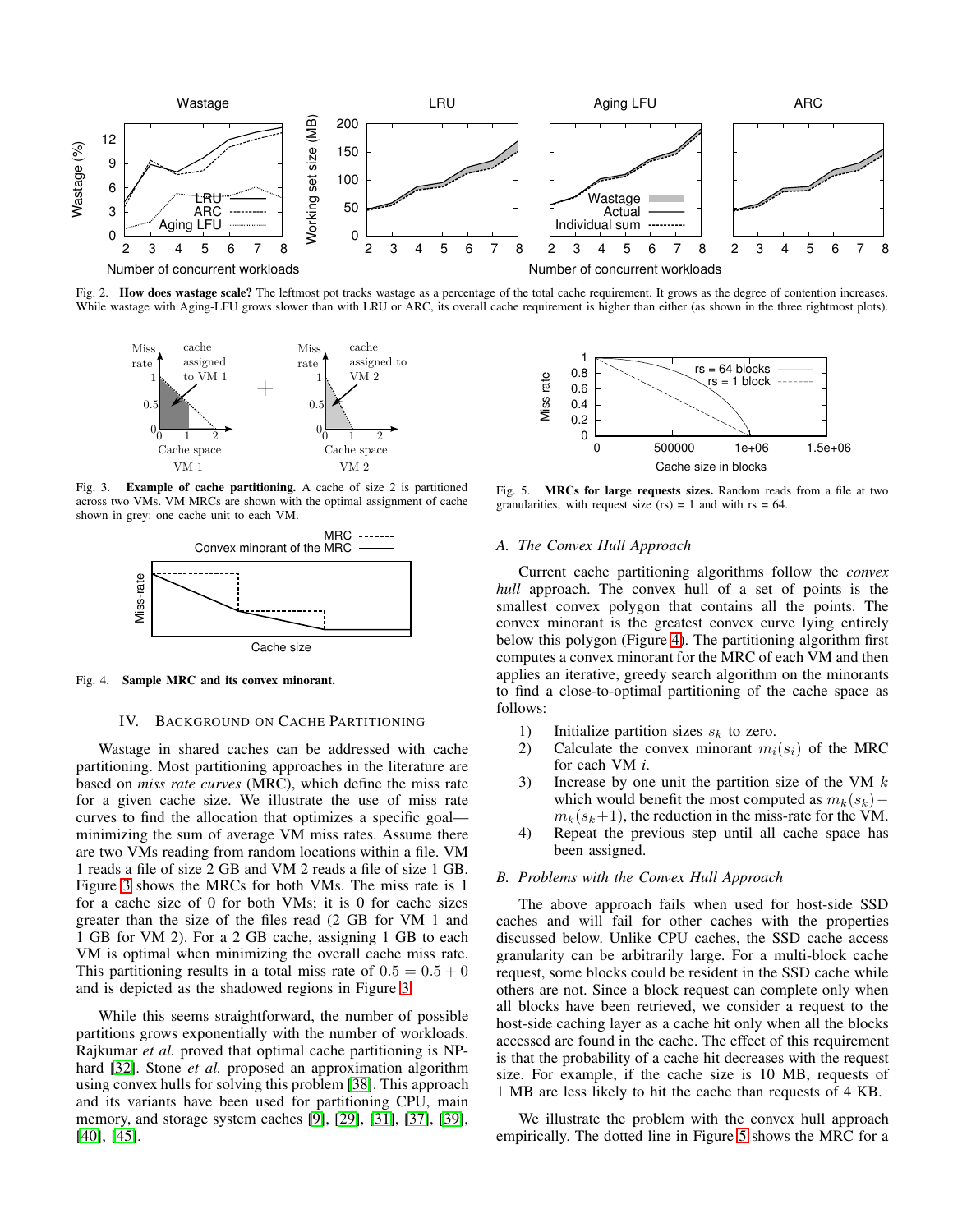Fig. 2. **How does wastage scale?** The leftmost pot tracks wastage as a percentage of the total cache requirement. It grows as the degree of contention increases. While wastage with Aging-LFU grows slower than with LRU or ARC, its overall cache requirement is higher than either (as shown in the three rightmost plots).

Fig. 3. **Example of cache partitioning.** A cache of size 2 is partitioned across two VMs. VM MRCs are shown with the optimal assignment of cache shown in grey: one cache unit to each VM.

Fig. 4. **Sample MRC and its convex minorant.**

## IV. Background on Cache Partitioning

Wastage in shared caches can be addressed with cache partitioning. Most partitioning approaches in the literature are based on *miss rate curves* (MRC), which define the miss rate for a given cache size. We illustrate the use of miss rate curves to find the allocation that optimizes a specific goal—minimizing the sum of average VM miss rates. Assume there are two VMs reading from random locations within a file. VM 1 reads a file of size 2 GB and VM 2 reads a file of size 1 GB. Figure 3 shows the MRCs for both VMs. The miss rate is 1 for a cache size of 0 for both VMs; it is 0 for cache sizes greater than the size of the files read (2 GB for VM 1 and 1 GB for VM 2). For a 2 GB cache, assigning 1 GB to each VM is optimal when minimizing the overall cache miss rate. This partitioning results in a total miss rate of $0.5 = 0.5 + 0$ and is depicted as the shadowed regions in Figure 3.

While this seems straightforward, the number of possible partitions grows exponentially with the number of workloads. Rajkumar *et al.* proved that optimal cache partitioning is NP-hard [32]. Stone *et al.* proposed an approximation algorithm using convex hulls for solving this problem [38]. This approach and its variants have been used for partitioning CPU, main memory, and storage system caches [9], [29], [31], [37], [39], [40], [45].

Fig. 5. **MRCs for large requests sizes.** Random reads from a file at two granularities, with request size (rs) = 1 and with rs = 64.

### A. The Convex Hull Approach

Current cache partitioning algorithms follow the *convex hull* approach. The convex hull of a set of points is the smallest convex polygon that contains all the points. The convex minorant is the greatest convex curve lying entirely below this polygon (Figure 4). The partitioning algorithm first computes a convex minorant for the MRC of each VM and then applies an iterative, greedy search algorithm on the minorants to find a close-to-optimal partitioning of the cache space as follows:

1) Initialize partition sizes $s_k$ to zero.
2) Calculate the convex minorant $m_i(s_i)$ of the MRC for each VM *i*.
3) Increase by one unit the partition size of the VM $k$ which would benefit the most computed as $m_k(s_k) - m_k(s_k+1)$, the reduction in the miss-rate for the VM.
4) Repeat the previous step until all cache space has been assigned.

### B. Problems with the Convex Hull Approach

The above approach fails when used for host-side SSD caches and will fail for other caches with the properties discussed below. Unlike CPU caches, the SSD cache access granularity can be arbitrarily large. For a multi-block cache request, some blocks could be resident in the SSD cache while others are not. Since a block request can complete only when all blocks have been retrieved, we consider a request to the host-side caching layer as a cache hit only when all the blocks accessed are found in the cache. The effect of this requirement is that the probability of a cache hit decreases with the request size. For example, if the cache size is 10 MB, requests of 1 MB are less likely to hit the cache than requests of 4 KB.

We illustrate the problem with the convex hull approach empirically. The dotted line in Figure 5 shows the MRC for a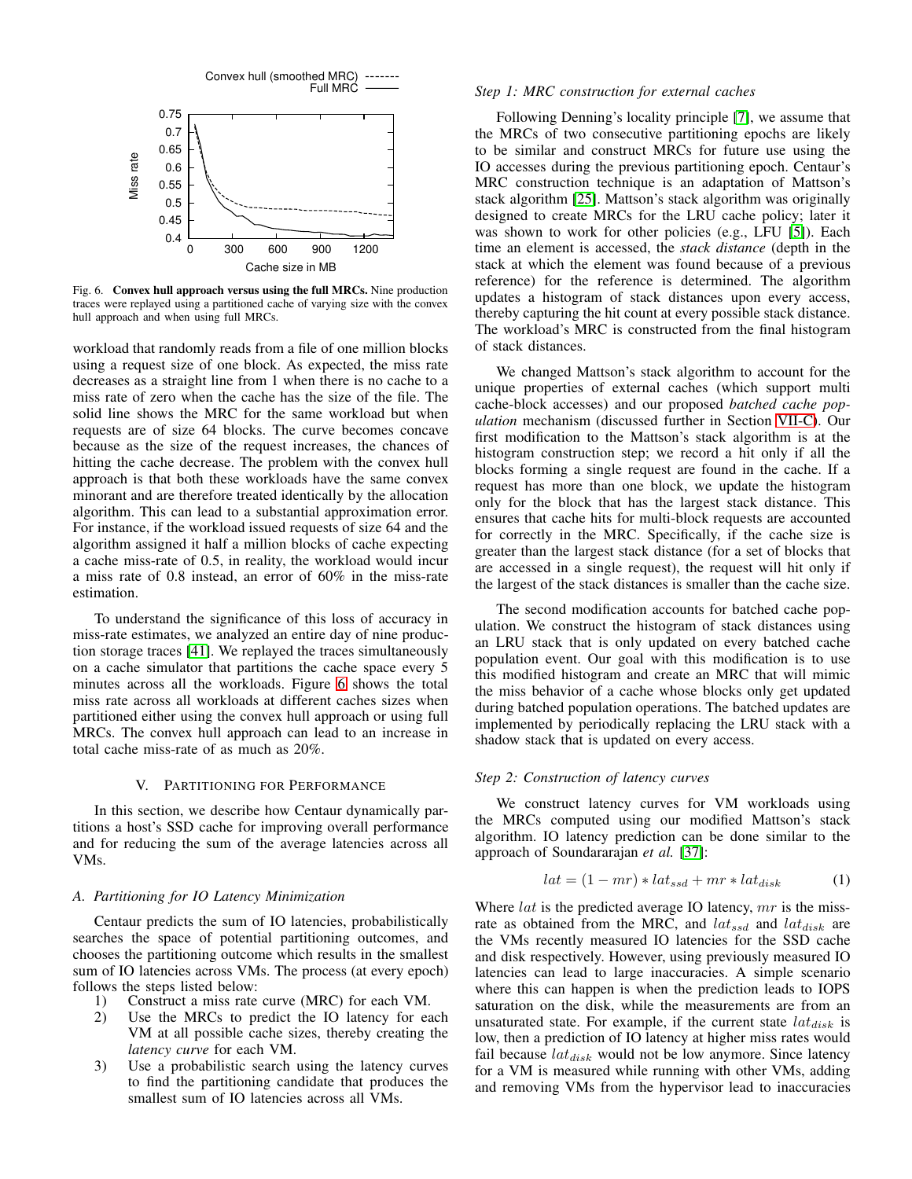Fig. 6. **Convex hull approach versus using the full MRCs.** Nine production traces were replayed using a partitioned cache of varying size with the convex hull approach and when using full MRCs.

workload that randomly reads from a file of one million blocks using a request size of one block. As expected, the miss rate decreases as a straight line from 1 when there is no cache to a miss rate of zero when the cache has the size of the file. The solid line shows the MRC for the same workload but when requests are of size 64 blocks. The curve becomes concave because as the size of the request increases, the chances of hitting the cache decrease. The problem with the convex hull approach is that both these workloads have the same convex minorant and are therefore treated identically by the allocation algorithm. This can lead to a substantial approximation error. For instance, if the workload issued requests of size 64 and the algorithm assigned it half a million blocks of cache expecting a cache miss-rate of 0.5, in reality, the workload would incur a miss rate of 0.8 instead, an error of 60% in the miss-rate estimation.

To understand the significance of this loss of accuracy in miss-rate estimates, we analyzed an entire day of nine production storage traces [41]. We replayed the traces simultaneously on a cache simulator that partitions the cache space every 5 minutes across all the workloads. Figure 6 shows the total miss rate across all workloads at different caches sizes when partitioned either using the convex hull approach or using full MRCs. The convex hull approach can lead to an increase in total cache miss-rate of as much as 20%.

## V. Partitioning for Performance

In this section, we describe how Centaur dynamically partitions a host's SSD cache for improving overall performance and for reducing the sum of the average latencies across all VMs.

### A. Partitioning for IO Latency Minimization

Centaur predicts the sum of IO latencies, probabilistically searches the space of potential partitioning outcomes, and chooses the partitioning outcome which results in the smallest sum of IO latencies across VMs. The process (at every epoch) follows the steps listed below:

1) Construct a miss rate curve (MRC) for each VM.
2) Use the MRCs to predict the IO latency for each VM at all possible cache sizes, thereby creating the *latency curve* for each VM.
3) Use a probabilistic search using the latency curves to find the partitioning candidate that produces the smallest sum of IO latencies across all VMs.

#### *Step 1: MRC construction for external caches*

Following Denning's locality principle [7], we assume that the MRCs of two consecutive partitioning epochs are likely to be similar and construct MRCs for future use using the IO accesses during the previous partitioning epoch. Centaur's MRC construction technique is an adaptation of Mattson's stack algorithm [25]. Mattson's stack algorithm was originally designed to create MRCs for the LRU cache policy; later it was shown to work for other policies (e.g., LFU [5]). Each time an element is accessed, the *stack distance* (depth in the stack at which the element was found because of a previous reference) for the reference is determined. The algorithm updates a histogram of stack distances upon every access, thereby capturing the hit count at every possible stack distance. The workload's MRC is constructed from the final histogram of stack distances.

We changed Mattson's stack algorithm to account for the unique properties of external caches (which support multi cache-block accesses) and our proposed *batched cache population* mechanism (discussed further in Section VII-C). Our first modification to the Mattson's stack algorithm is at the histogram construction step; we record a hit only if all the blocks forming a single request are found in the cache. If a request has more than one block, we update the histogram only for the block that has the largest stack distance. This ensures that cache hits for multi-block requests are accounted for correctly in the MRC. Specifically, if the cache size is greater than the largest stack distance (for a set of blocks that are accessed in a single request), the request will hit only if the largest of the stack distances is smaller than the cache size.

The second modification accounts for batched cache population. We construct the histogram of stack distances using an LRU stack that is only updated on every batched cache population event. Our goal with this modification is to use this modified histogram and create an MRC that will mimic the miss behavior of a cache whose blocks only get updated during batched population operations. The batched updates are implemented by periodically replacing the LRU stack with a shadow stack that is updated on every access.

#### *Step 2: Construction of latency curves*

We construct latency curves for VM workloads using the MRCs computed using our modified Mattson's stack algorithm. IO latency prediction can be done similar to the approach of Soundararajan *et al.* [37]:

$$lat = (1 - mr) * lat_{ssd} + mr * lat_{disk} \quad (1)$$

Where $lat$ is the predicted average IO latency, $mr$ is the miss-rate as obtained from the MRC, and $lat_{ssd}$ and $lat_{disk}$ are the VMs recently measured IO latencies for the SSD cache and disk respectively. However, using previously measured IO latencies can lead to large inaccuracies. A simple scenario where this can happen is when the prediction leads to IOPS saturation on the disk, while the measurements are from an unsaturated state. For example, if the current state $lat_{disk}$ is low, then a prediction of IO latency at higher miss rates would fail because $lat_{disk}$ would not be low anymore. Since latency for a VM is measured while running with other VMs, adding and removing VMs from the hypervisor lead to inaccuracies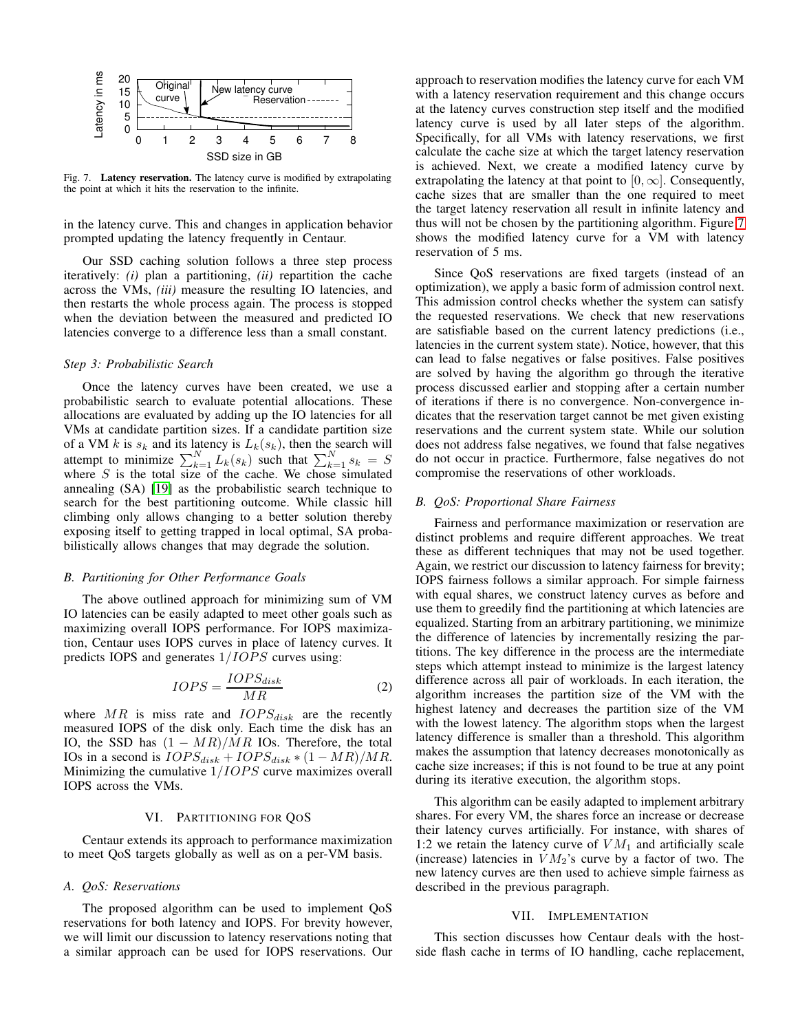Fig. 7. **Latency reservation.** The latency curve is modified by extrapolating the point at which it hits the reservation to the infinite.

in the latency curve. This and changes in application behavior prompted updating the latency frequently in Centaur.

Our SSD caching solution follows a three step process iteratively: *(i)* plan a partitioning, *(ii)* repartition the cache across the VMs, *(iii)* measure the resulting IO latencies, and then restarts the whole process again. The process is stopped when the deviation between the measured and predicted IO latencies converge to a difference less than a small constant.

### *Step 3: Probabilistic Search*

Once the latency curves have been created, we use a probabilistic search to evaluate potential allocations. These allocations are evaluated by adding up the IO latencies for all VMs at candidate partition sizes. If a candidate partition size of a VM $k$ is $s_k$ and its latency is $L_k(s_k)$, then the search will attempt to minimize $\sum_{k=1}^{N} L_k(s_k)$ such that $\sum_{k=1}^{N} s_k = S$ where $S$ is the total size of the cache. We chose simulated annealing (SA) [19] as the probabilistic search technique to search for the best partitioning outcome. While classic hill climbing only allows changing to a better solution thereby exposing itself to getting trapped in local optimal, SA probabilistically allows changes that may degrade the solution.

### *B. Partitioning for Other Performance Goals*

The above outlined approach for minimizing sum of VM IO latencies can be easily adapted to meet other goals such as maximizing overall IOPS performance. For IOPS maximization, Centaur uses IOPS curves in place of latency curves. It predicts IOPS and generates $1/IOPS$ curves using:

$$IOPS = \frac{IOPS_{disk}}{MR} \tag{2}$$

where $MR$ is miss rate and $IOPS_{disk}$ are the recently measured IOPS of the disk only. Each time the disk has an IO, the SSD has $(1 - MR)/MR$ IOs. Therefore, the total IOs in a second is $IOPS_{disk} + IOPS_{disk} * (1 - MR)/MR$. Minimizing the cumulative $1/IOPS$ curve maximizes overall IOPS across the VMs.

## VI. Partitioning for QoS

Centaur extends its approach to performance maximization to meet QoS targets globally as well as on a per-VM basis.

### *A. QoS: Reservations*

The proposed algorithm can be used to implement QoS reservations for both latency and IOPS. For brevity however, we will limit our discussion to latency reservations noting that a similar approach can be used for IOPS reservations. Our approach to reservation modifies the latency curve for each VM with a latency reservation requirement and this change occurs at the latency curves construction step itself and the modified latency curve is used by all later steps of the algorithm. Specifically, for all VMs with latency reservations, we first calculate the cache size at which the target latency reservation is achieved. Next, we create a modified latency curve by extrapolating the latency at that point to $[0, \infty]$. Consequently, cache sizes that are smaller than the one required to meet the target latency reservation all result in infinite latency and thus will not be chosen by the partitioning algorithm. Figure 7 shows the modified latency curve for a VM with latency reservation of 5 ms.

Since QoS reservations are fixed targets (instead of an optimization), we apply a basic form of admission control next. This admission control checks whether the system can satisfy the requested reservations. We check that new reservations are satisfiable based on the current latency predictions (i.e., latencies in the current system state). Notice, however, that this can lead to false negatives or false positives. False positives are solved by having the algorithm go through the iterative process discussed earlier and stopping after a certain number of iterations if there is no convergence. Non-convergence indicates that the reservation target cannot be met given existing reservations and the current system state. While our solution does not address false negatives, we found that false negatives do not occur in practice. Furthermore, false negatives do not compromise the reservations of other workloads.

### *B. QoS: Proportional Share Fairness*

Fairness and performance maximization or reservation are distinct problems and require different approaches. We treat these as different techniques that may not be used together. Again, we restrict our discussion to latency fairness for brevity; IOPS fairness follows a similar approach. For simple fairness with equal shares, we construct latency curves as before and use them to greedily find the partitioning at which latencies are equalized. Starting from an arbitrary partitioning, we minimize the difference of latencies by incrementally resizing the partitions. The key difference in the process are the intermediate steps which attempt instead to minimize is the largest latency difference across all pair of workloads. In each iteration, the algorithm increases the partition size of the VM with the highest latency and decreases the partition size of the VM with the lowest latency. The algorithm stops when the largest latency difference is smaller than a threshold. This algorithm makes the assumption that latency decreases monotonically as cache size increases; if this is not found to be true at any point during its iterative execution, the algorithm stops.

This algorithm can be easily adapted to implement arbitrary shares. For every VM, the shares force an increase or decrease their latency curves artificially. For instance, with shares of 1:2 we retain the latency curve of $VM_1$ and artificially scale (increase) latencies in $VM_2$'s curve by a factor of two. The new latency curves are then used to achieve simple fairness as described in the previous paragraph.

## VII. Implementation

This section discusses how Centaur deals with the host-side flash cache in terms of IO handling, cache replacement,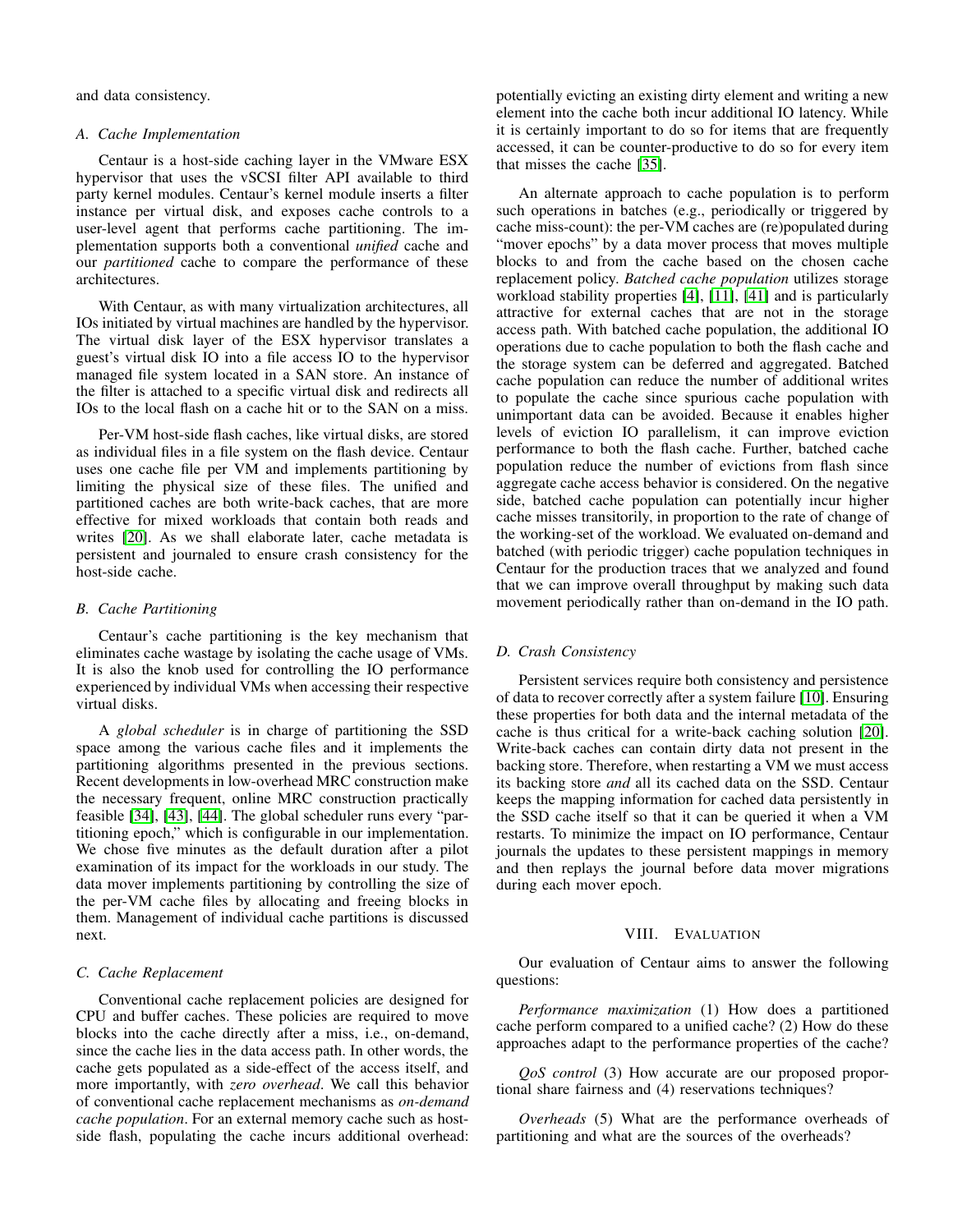and data consistency.

### A. Cache Implementation

Centaur is a host-side caching layer in the VMware ESX hypervisor that uses the vSCSI filter API available to third party kernel modules. Centaur's kernel module inserts a filter instance per virtual disk, and exposes cache controls to a user-level agent that performs cache partitioning. The implementation supports both a conventional *unified* cache and our *partitioned* cache to compare the performance of these architectures.

With Centaur, as with many virtualization architectures, all IOs initiated by virtual machines are handled by the hypervisor. The virtual disk layer of the ESX hypervisor translates a guest's virtual disk IO into a file access IO to the hypervisor managed file system located in a SAN store. An instance of the filter is attached to a specific virtual disk and redirects all IOs to the local flash on a cache hit or to the SAN on a miss.

Per-VM host-side flash caches, like virtual disks, are stored as individual files in a file system on the flash device. Centaur uses one cache file per VM and implements partitioning by limiting the physical size of these files. The unified and partitioned caches are both write-back caches, that are more effective for mixed workloads that contain both reads and writes [20]. As we shall elaborate later, cache metadata is persistent and journaled to ensure crash consistency for the host-side cache.

### B. Cache Partitioning

Centaur's cache partitioning is the key mechanism that eliminates cache wastage by isolating the cache usage of VMs. It is also the knob used for controlling the IO performance experienced by individual VMs when accessing their respective virtual disks.

A *global scheduler* is in charge of partitioning the SSD space among the various cache files and it implements the partitioning algorithms presented in the previous sections. Recent developments in low-overhead MRC construction make the necessary frequent, online MRC construction practically feasible [34], [43], [44]. The global scheduler runs every "partitioning epoch," which is configurable in our implementation. We chose five minutes as the default duration after a pilot examination of its impact for the workloads in our study. The data mover implements partitioning by controlling the size of the per-VM cache files by allocating and freeing blocks in them. Management of individual cache partitions is discussed next.

### C. Cache Replacement

Conventional cache replacement policies are designed for CPU and buffer caches. These policies are required to move blocks into the cache directly after a miss, i.e., on-demand, since the cache lies in the data access path. In other words, the cache gets populated as a side-effect of the access itself, and more importantly, with *zero overhead*. We call this behavior of conventional cache replacement mechanisms as *on-demand cache population*. For an external memory cache such as host-side flash, populating the cache incurs additional overhead: potentially evicting an existing dirty element and writing a new element into the cache both incur additional IO latency. While it is certainly important to do so for items that are frequently accessed, it can be counter-productive to do so for every item that misses the cache [35].

An alternate approach to cache population is to perform such operations in batches (e.g., periodically or triggered by cache miss-count): the per-VM caches are (re)populated during "mover epochs" by a data mover process that moves multiple blocks to and from the cache based on the chosen cache replacement policy. *Batched cache population* utilizes storage workload stability properties [4], [11], [41] and is particularly attractive for external caches that are not in the storage access path. With batched cache population, the additional IO operations due to cache population to both the flash cache and the storage system can be deferred and aggregated. Batched cache population can reduce the number of additional writes to populate the cache since spurious cache population with unimportant data can be avoided. Because it enables higher levels of eviction IO parallelism, it can improve eviction performance to both the flash cache. Further, batched cache population reduce the number of evictions from flash since aggregate cache access behavior is considered. On the negative side, batched cache population can potentially incur higher cache misses transitorily, in proportion to the rate of change of the working-set of the workload. We evaluated on-demand and batched (with periodic trigger) cache population techniques in Centaur for the production traces that we analyzed and found that we can improve overall throughput by making such data movement periodically rather than on-demand in the IO path.

### D. Crash Consistency

Persistent services require both consistency and persistence of data to recover correctly after a system failure [10]. Ensuring these properties for both data and the internal metadata of the cache is thus critical for a write-back caching solution [20]. Write-back caches can contain dirty data not present in the backing store. Therefore, when restarting a VM we must access its backing store *and* all its cached data on the SSD. Centaur keeps the mapping information for cached data persistently in the SSD cache itself so that it can be queried it when a VM restarts. To minimize the impact on IO performance, Centaur journals the updates to these persistent mappings in memory and then replays the journal before data mover migrations during each mover epoch.

## VIII. Evaluation

Our evaluation of Centaur aims to answer the following questions:

*Performance maximization* (1) How does a partitioned cache perform compared to a unified cache? (2) How do these approaches adapt to the performance properties of the cache?

*QoS control* (3) How accurate are our proposed proportional share fairness and (4) reservations techniques?

*Overheads* (5) What are the performance overheads of partitioning and what are the sources of the overheads?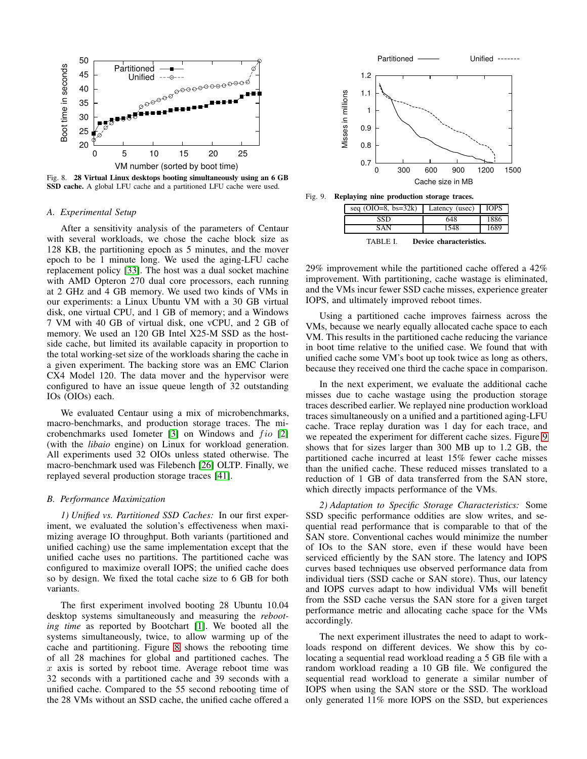Fig. 8. **28 Virtual Linux desktops booting simultaneously using an 6 GB SSD cache.** A global LFU cache and a partitioned LFU cache were used.

Fig. 9. **Replaying nine production storage traces.**

| seq (OIO=8, bs=32k) | Latency (usec) | IOPS |
|---|---|---|
| SSD | 648 | 1886 |
| SAN | 1548 | 1689 |

TABLE I. **Device characteristics.**

### A. Experimental Setup

After a sensitivity analysis of the parameters of Centaur with several workloads, we chose the cache block size as 128 KB, the partitioning epoch as 5 minutes, and the mover epoch to be 1 minute long. We used the aging-LFU cache replacement policy [33]. The host was a dual socket machine with AMD Opteron 270 dual core processors, each running at 2 GHz and 4 GB memory. We used two kinds of VMs in our experiments: a Linux Ubuntu VM with a 30 GB virtual disk, one virtual CPU, and 1 GB of memory; and a Windows 7 VM with 40 GB of virtual disk, one vCPU, and 2 GB of memory. We used an 120 GB Intel X25-M SSD as the host-side cache, but limited its available capacity in proportion to the total working-set size of the workloads sharing the cache in a given experiment. The backing store was an EMC Clarion CX4 Model 120. The data mover and the hypervisor were configured to have an issue queue length of 32 outstanding IOs (OIOs) each.

We evaluated Centaur using a mix of microbenchmarks, macro-benchmarks, and production storage traces. The microbenchmarks used Iometer [3] on Windows and *fio* [2] (with the *libaio* engine) on Linux for workload generation. All experiments used 32 OIOs unless stated otherwise. The macro-benchmark used was Filebench [26] OLTP. Finally, we replayed several production storage traces [41].

### B. Performance Maximization

*1) Unified vs. Partitioned SSD Caches:* In our first experiment, we evaluated the solution's effectiveness when maximizing average IO throughput. Both variants (partitioned and unified caching) use the same implementation except that the unified cache uses no partitions. The partitioned cache was configured to maximize overall IOPS; the unified cache does so by design. We fixed the total cache size to 6 GB for both variants.

The first experiment involved booting 28 Ubuntu 10.04 desktop systems simultaneously and measuring the *rebooting time* as reported by Bootchart [1]. We booted all the systems simultaneously, twice, to allow warming up of the cache and partitioning. Figure 8 shows the rebooting time of all 28 machines for global and partitioned caches. The $x$ axis is sorted by reboot time. Average reboot time was 32 seconds with a partitioned cache and 39 seconds with a unified cache. Compared to the 55 second rebooting time of the 28 VMs without an SSD cache, the unified cache offered a 29% improvement while the partitioned cache offered a 42% improvement. With partitioning, cache wastage is eliminated, and the VMs incur fewer SSD cache misses, experience greater IOPS, and ultimately improved reboot times.

Using a partitioned cache improves fairness across the VMs, because we nearly equally allocated cache space to each VM. This results in the partitioned cache reducing the variance in boot time relative to the unified case. We found that with unified cache some VM's boot up took twice as long as others, because they received one third the cache space in comparison.

In the next experiment, we evaluate the additional cache misses due to cache wastage using the production storage traces described earlier. We replayed nine production workload traces simultaneously on a unified and a partitioned aging-LFU cache. Trace replay duration was 1 day for each trace, and we repeated the experiment for different cache sizes. Figure 9 shows that for sizes larger than 300 MB up to 1.2 GB, the partitioned cache incurred at least 15% fewer cache misses than the unified cache. These reduced misses translated to a reduction of 1 GB of data transferred from the SAN store, which directly impacts performance of the VMs.

*2) Adaptation to Specific Storage Characteristics:* Some SSD specific performance oddities are slow writes, and sequential read performance that is comparable to that of the SAN store. Conventional caches would minimize the number of IOs to the SAN store, even if these would have been serviced efficiently by the SAN store. The latency and IOPS curves based techniques use observed performance data from individual tiers (SSD cache or SAN store). Thus, our latency and IOPS curves adapt to how individual VMs will benefit from the SSD cache versus the SAN store for a given target performance metric and allocating cache space for the VMs accordingly.

The next experiment illustrates the need to adapt to workloads respond on different devices. We show this by co-locating a sequential read workload reading a 5 GB file with a random workload reading a 10 GB file. We configured the sequential read workload to generate a similar number of IOPS when using the SAN store or the SSD. The workload only generated 11% more IOPS on the SSD, but experiences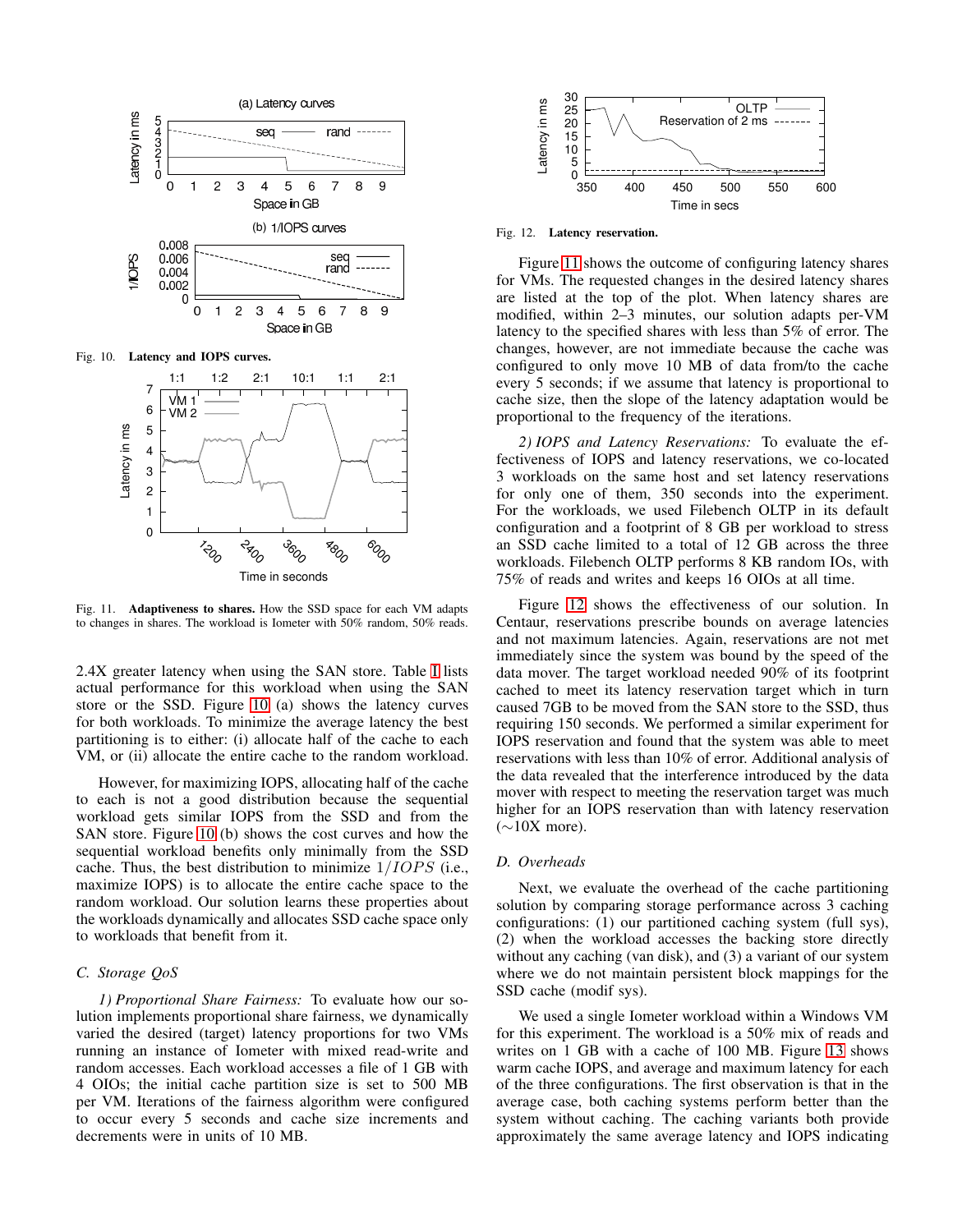Fig. 10. **Latency and IOPS curves.**

Fig. 11. **Adaptiveness to shares.** How the SSD space for each VM adapts to changes in shares. The workload is Iometer with 50% random, 50% reads.

2.4X greater latency when using the SAN store. Table I lists actual performance for this workload when using the SAN store or the SSD. Figure 10 (a) shows the latency curves for both workloads. To minimize the average latency the best partitioning is to either: (i) allocate half of the cache to each VM, or (ii) allocate the entire cache to the random workload.

However, for maximizing IOPS, allocating half of the cache to each is not a good distribution because the sequential workload gets similar IOPS from the SSD and from the SAN store. Figure 10 (b) shows the cost curves and how the sequential workload benefits only minimally from the SSD cache. Thus, the best distribution to minimize $1/IOPS$ (i.e., maximize IOPS) is to allocate the entire cache space to the random workload. Our solution learns these properties about the workloads dynamically and allocates SSD cache space only to workloads that benefit from it.

### C. Storage QoS

*1) Proportional Share Fairness:* To evaluate how our solution implements proportional share fairness, we dynamically varied the desired (target) latency proportions for two VMs running an instance of Iometer with mixed read-write and random accesses. Each workload accesses a file of 1 GB with 4 OIOs; the initial cache partition size is set to 500 MB per VM. Iterations of the fairness algorithm were configured to occur every 5 seconds and cache size increments and decrements were in units of 10 MB.

Fig. 12. **Latency reservation.**

Figure 11 shows the outcome of configuring latency shares for VMs. The requested changes in the desired latency shares are listed at the top of the plot. When latency shares are modified, within 2–3 minutes, our solution adapts per-VM latency to the specified shares with less than 5% of error. The changes, however, are not immediate because the cache was configured to only move 10 MB of data from/to the cache every 5 seconds; if we assume that latency is proportional to cache size, then the slope of the latency adaptation would be proportional to the frequency of the iterations.

*2) IOPS and Latency Reservations:* To evaluate the effectiveness of IOPS and latency reservations, we co-located 3 workloads on the same host and set latency reservations for only one of them, 350 seconds into the experiment. For the workloads, we used Filebench OLTP in its default configuration and a footprint of 8 GB per workload to stress an SSD cache limited to a total of 12 GB across the three workloads. Filebench OLTP performs 8 KB random IOs, with 75% of reads and writes and keeps 16 OIOs at all time.

Figure 12 shows the effectiveness of our solution. In Centaur, reservations prescribe bounds on average latencies and not maximum latencies. Again, reservations are not met immediately since the system was bound by the speed of the data mover. The target workload needed 90% of its footprint cached to meet its latency reservation target which in turn caused 7GB to be moved from the SAN store to the SSD, thus requiring 150 seconds. We performed a similar experiment for IOPS reservation and found that the system was able to meet reservations with less than 10% of error. Additional analysis of the data revealed that the interference introduced by the data mover with respect to meeting the reservation target was much higher for an IOPS reservation than with latency reservation (∼10X more).

### D. Overheads

Next, we evaluate the overhead of the cache partitioning solution by comparing storage performance across 3 caching configurations: (1) our partitioned caching system (full sys), (2) when the workload accesses the backing store directly without any caching (van disk), and (3) a variant of our system where we do not maintain persistent block mappings for the SSD cache (modif sys).

We used a single Iometer workload within a Windows VM for this experiment. The workload is a 50% mix of reads and writes on 1 GB with a cache of 100 MB. Figure 13 shows warm cache IOPS, and average and maximum latency for each of the three configurations. The first observation is that in the average case, both caching systems perform better than the system without caching. The caching variants both provide approximately the same average latency and IOPS indicating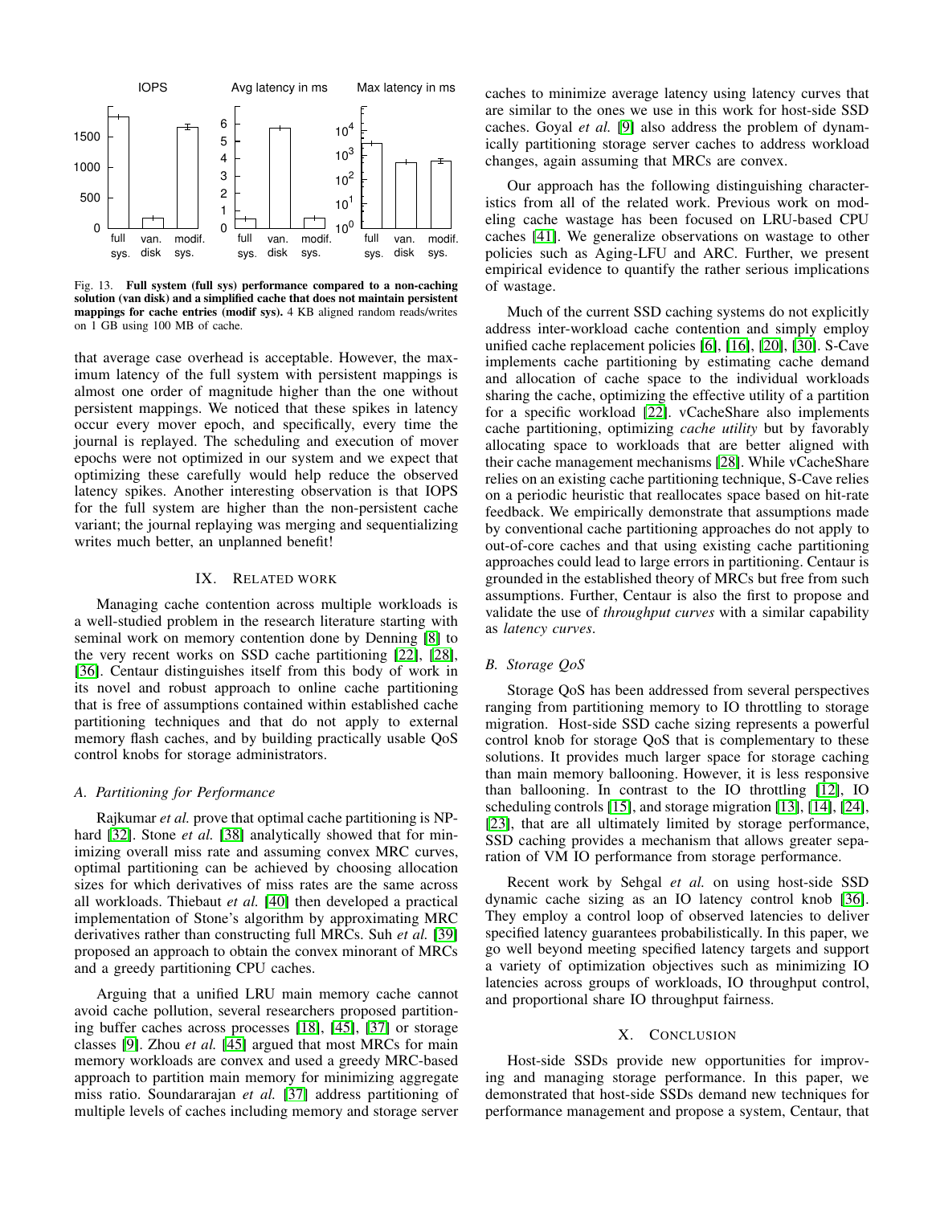Fig. 13. **Full system (full sys) performance compared to a non-caching solution (van disk) and a simplified cache that does not maintain persistent mappings for cache entries (modif sys).** 4 KB aligned random reads/writes on 1 GB using 100 MB of cache.

that average case overhead is acceptable. However, the maximum latency of the full system with persistent mappings is almost one order of magnitude higher than the one without persistent mappings. We noticed that these spikes in latency occur every mover epoch, and specifically, every time the journal is replayed. The scheduling and execution of mover epochs were not optimized in our system and we expect that optimizing these carefully would help reduce the observed latency spikes. Another interesting observation is that IOPS for the full system are higher than the non-persistent cache variant; the journal replaying was merging and sequentializing writes much better, an unplanned benefit!

## IX. Related Work

Managing cache contention across multiple workloads is a well-studied problem in the research literature starting with seminal work on memory contention done by Denning [8] to the very recent works on SSD cache partitioning [22], [28], [36]. Centaur distinguishes itself from this body of work in its novel and robust approach to online cache partitioning that is free of assumptions contained within established cache partitioning techniques and that do not apply to external memory flash caches, and by building practically usable QoS control knobs for storage administrators.

### A. Partitioning for Performance

Rajkumar *et al.* prove that optimal cache partitioning is NP-hard [32]. Stone *et al.* [38] analytically showed that for minimizing overall miss rate and assuming convex MRC curves, optimal partitioning can be achieved by choosing allocation sizes for which derivatives of miss rates are the same across all workloads. Thiebaut *et al.* [40] then developed a practical implementation of Stone's algorithm by approximating MRC derivatives rather than constructing full MRCs. Suh *et al.* [39] proposed an approach to obtain the convex minorant of MRCs and a greedy partitioning CPU caches.

Arguing that a unified LRU main memory cache cannot avoid cache pollution, several researchers proposed partitioning buffer caches across processes [18], [45], [37] or storage classes [9]. Zhou *et al.* [45] argued that most MRCs for main memory workloads are convex and used a greedy MRC-based approach to partition main memory for minimizing aggregate miss ratio. Soundararajan *et al.* [37] address partitioning of multiple levels of caches including memory and storage server caches to minimize average latency using latency curves that are similar to the ones we use in this work for host-side SSD caches. Goyal *et al.* [9] also address the problem of dynamically partitioning storage server caches to address workload changes, again assuming that MRCs are convex.

Our approach has the following distinguishing characteristics from all of the related work. Previous work on modeling cache wastage has been focused on LRU-based CPU caches [41]. We generalize observations on wastage to other policies such as Aging-LFU and ARC. Further, we present empirical evidence to quantify the rather serious implications of wastage.

Much of the current SSD caching systems do not explicitly address inter-workload cache contention and simply employ unified cache replacement policies [6], [16], [20], [30]. S-Cave implements cache partitioning by estimating cache demand and allocation of cache space to the individual workloads sharing the cache, optimizing the effective utility of a partition for a specific workload [22]. vCacheShare also implements cache partitioning, optimizing *cache utility* but by favorably allocating space to workloads that are better aligned with their cache management mechanisms [28]. While vCacheShare relies on an existing cache partitioning technique, S-Cave relies on a periodic heuristic that reallocates space based on hit-rate feedback. We empirically demonstrate that assumptions made by conventional cache partitioning approaches do not apply to out-of-core caches and that using existing cache partitioning approaches could lead to large errors in partitioning. Centaur is grounded in the established theory of MRCs but free from such assumptions. Further, Centaur is also the first to propose and validate the use of *throughput curves* with a similar capability as *latency curves*.

### B. Storage QoS

Storage QoS has been addressed from several perspectives ranging from partitioning memory to IO throttling to storage migration. Host-side SSD cache sizing represents a powerful control knob for storage QoS that is complementary to these solutions. It provides much larger space for storage caching than main memory ballooning. However, it is less responsive than ballooning. In contrast to the IO throttling [12], IO scheduling controls [15], and storage migration [13], [14], [24], [23], that are all ultimately limited by storage performance, SSD caching provides a mechanism that allows greater separation of VM IO performance from storage performance.

Recent work by Sehgal *et al.* on using host-side SSD dynamic cache sizing as an IO latency control knob [36]. They employ a control loop of observed latencies to deliver specified latency guarantees probabilistically. In this paper, we go well beyond meeting specified latency targets and support a variety of optimization objectives such as minimizing IO latencies across groups of workloads, IO throughput control, and proportional share IO throughput fairness.

## X. Conclusion

Host-side SSDs provide new opportunities for improving and managing storage performance. In this paper, we demonstrated that host-side SSDs demand new techniques for performance management and propose a system, Centaur, that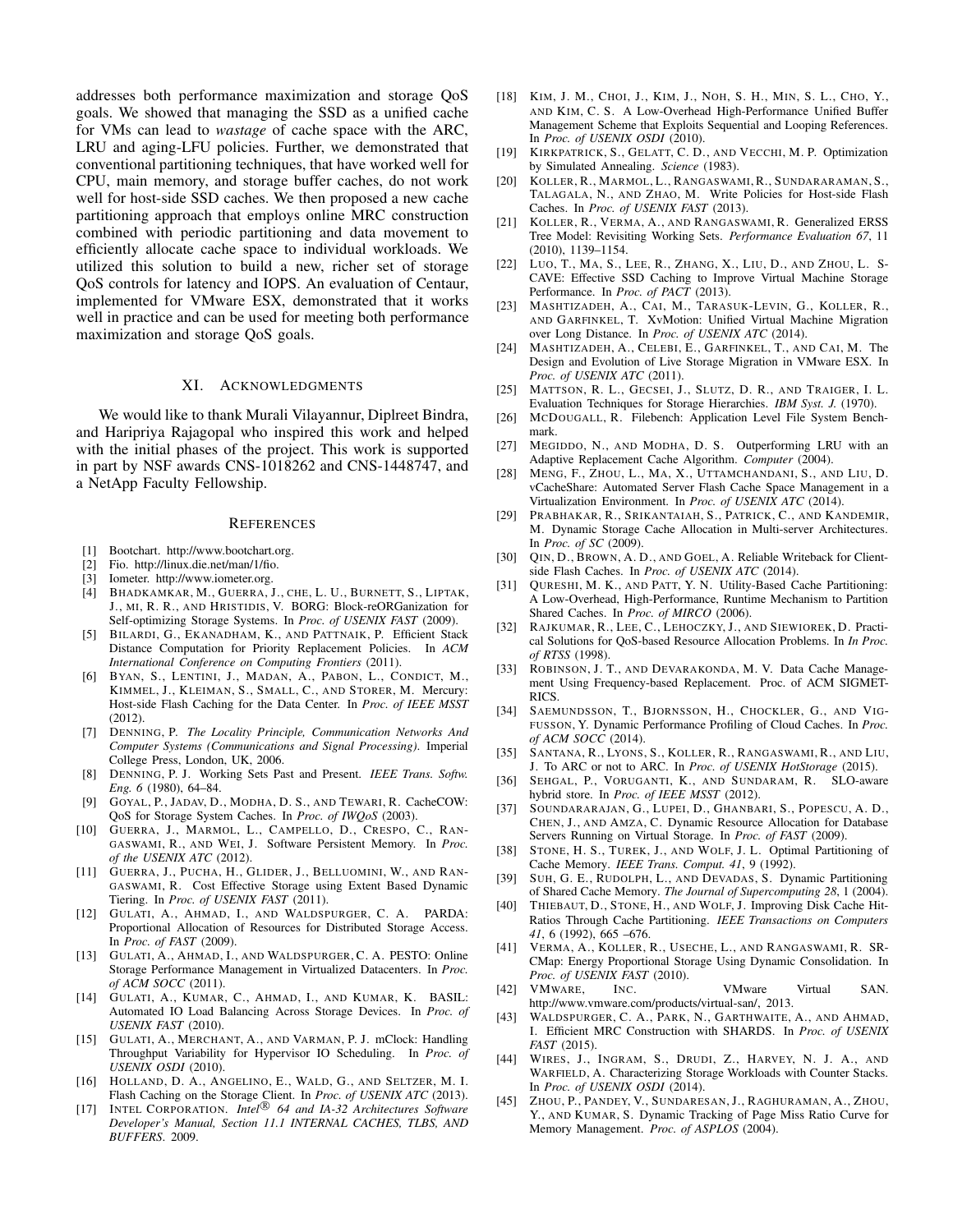addresses both performance maximization and storage QoS goals. We showed that managing the SSD as a unified cache for VMs can lead to *wastage* of cache space with the ARC, LRU and aging-LFU policies. Further, we demonstrated that conventional partitioning techniques, that have worked well for CPU, main memory, and storage buffer caches, do not work well for host-side SSD caches. We then proposed a new cache partitioning approach that employs online MRC construction combined with periodic partitioning and data movement to efficiently allocate cache space to individual workloads. We utilized this solution to build a new, richer set of storage QoS controls for latency and IOPS. An evaluation of Centaur, implemented for VMware ESX, demonstrated that it works well in practice and can be used for meeting both performance maximization and storage QoS goals.

## XI. Acknowledgments

We would like to thank Murali Vilayannur, Diplreet Bindra, and Haripriya Rajagopal who inspired this work and helped with the initial phases of the project. This work is supported in part by NSF awards CNS-1018262 and CNS-1448747, and a NetApp Faculty Fellowship.

## References

[1] Bootchart. http://www.bootchart.org.

[2] Fio. http://linux.die.net/man/1/fio.

[3] Iometer. http://www.iometer.org.

[4] Bhadkamkar, M., Guerra, J., che, L. U., Burnett, S., Liptak, J., mi, R. R., and Hristidis, V. BORG: Block-reORGanization for Self-optimizing Storage Systems. In *Proc. of USENIX FAST* (2009).

[5] Bilardi, G., Ekanadham, K., and Pattnaik, P. Efficient Stack Distance Computation for Priority Replacement Policies. In *ACM International Conference on Computing Frontiers* (2011).

[6] Byan, S., Lentini, J., Madan, A., Pabon, L., Condict, M., Kimmel, J., Kleiman, S., Small, C., and Storer, M. Mercury: Host-side Flash Caching for the Data Center. In *Proc. of IEEE MSST* (2012).

[7] Denning, P. *The Locality Principle, Communication Networks And Computer Systems (Communications and Signal Processing)*. Imperial College Press, London, UK, 2006.

[8] Denning, P. J. Working Sets Past and Present. *IEEE Trans. Softw. Eng. 6* (1980), 64–84.

[9] Goyal, P., Jadav, D., Modha, D. S., and Tewari, R. CacheCOW: QoS for Storage System Caches. In *Proc. of IWQoS* (2003).

[10] Guerra, J., Marmol, L., Campello, D., Crespo, C., Rangaswami, R., and Wei, J. Software Persistent Memory. In *Proc. of the USENIX ATC* (2012).

[11] Guerra, J., Pucha, H., Glider, J., Belluomini, W., and Rangaswami, R. Cost Effective Storage using Extent Based Dynamic Tiering. In *Proc. of USENIX FAST* (2011).

[12] Gulati, A., Ahmad, I., and Waldspurger, C. A. PARDA: Proportional Allocation of Resources for Distributed Storage Access. In *Proc. of FAST* (2009).

[13] Gulati, A., Ahmad, I., and Waldspurger, C. A. PESTO: Online Storage Performance Management in Virtualized Datacenters. In *Proc. of ACM SOCC* (2011).

[14] Gulati, A., Kumar, C., Ahmad, I., and Kumar, K. BASIL: Automated IO Load Balancing Across Storage Devices. In *Proc. of USENIX FAST* (2010).

[15] Gulati, A., Merchant, A., and Varman, P. J. mClock: Handling Throughput Variability for Hypervisor IO Scheduling. In *Proc. of USENIX OSDI* (2010).

[16] Holland, D. A., Angelino, E., Wald, G., and Seltzer, M. I. Flash Caching on the Storage Client. In *Proc. of USENIX ATC* (2013).

[17] Intel Corporation. *Intel® 64 and IA-32 Architectures Software Developer's Manual, Section 11.1 INTERNAL CACHES, TLBS, AND BUFFERS*. 2009.

[18] Kim, J. M., Choi, J., Kim, J., Noh, S. H., Min, S. L., Cho, Y., and Kim, C. S. A Low-Overhead High-Performance Unified Buffer Management Scheme that Exploits Sequential and Looping References. In *Proc. of USENIX OSDI* (2010).

[19] Kirkpatrick, S., Gelatt, C. D., and Vecchi, M. P. Optimization by Simulated Annealing. *Science* (1983).

[20] Koller, R., Marmol, L., Rangaswami, R., Sundararaman, S., Talagala, N., and Zhao, M. Write Policies for Host-side Flash Caches. In *Proc. of USENIX FAST* (2013).

[21] Koller, R., Verma, A., and Rangaswami, R. Generalized ERSS Tree Model: Revisiting Working Sets. *Performance Evaluation 67*, 11 (2010), 1139–1154.

[22] Luo, T., Ma, S., Lee, R., Zhang, X., Liu, D., and Zhou, L. S-CAVE: Effective SSD Caching to Improve Virtual Machine Storage Performance. In *Proc. of PACT* (2013).

[23] Mashtizadeh, A., Cai, M., Tarasuk-Levin, G., Koller, R., and Garfinkel, T. XvMotion: Unified Virtual Machine Migration over Long Distance. In *Proc. of USENIX ATC* (2014).

[24] Mashtizadeh, A., Celebi, E., Garfinkel, T., and Cai, M. The Design and Evolution of Live Storage Migration in VMware ESX. In *Proc. of USENIX ATC* (2011).

[25] Mattson, R. L., Gecsei, J., Slutz, D. R., and Traiger, I. L. Evaluation Techniques for Storage Hierarchies. *IBM Syst. J.* (1970).

[26] McDougall, R. Filebench: Application Level File System Benchmark.

[27] Megiddo, N., and Modha, D. S. Outperforming LRU with an Adaptive Replacement Cache Algorithm. *Computer* (2004).

[28] Meng, F., Zhou, L., Ma, X., Uttamchandani, S., and Liu, D. vCacheShare: Automated Server Flash Cache Space Management in a Virtualization Environment. In *Proc. of USENIX ATC* (2014).

[29] Prabhakar, R., Srikantaiah, S., Patrick, C., and Kandemir, M. Dynamic Storage Cache Allocation in Multi-server Architectures. In *Proc. of SC* (2009).

[30] Qin, D., Brown, A. D., and Goel, A. Reliable Writeback for Client-side Flash Caches. In *Proc. of USENIX ATC* (2014).

[31] Qureshi, M. K., and Patt, Y. N. Utility-Based Cache Partitioning: A Low-Overhead, High-Performance, Runtime Mechanism to Partition Shared Caches. In *Proc. of MIRCO* (2006).

[32] Rajkumar, R., Lee, C., Lehoczky, J., and Siewiorek, D. Practical Solutions for QoS-based Resource Allocation Problems. In *In Proc. of RTSS* (1998).

[33] Robinson, J. T., and Devarakonda, M. V. Data Cache Management Using Frequency-based Replacement. Proc. of ACM SIGMETRICS.

[34] Saemundsson, T., Bjornsson, H., Chockler, G., and Vigfusson, Y. Dynamic Performance Profiling of Cloud Caches. In *Proc. of ACM SOCC* (2014).

[35] Santana, R., Lyons, S., Koller, R., Rangaswami, R., and Liu, J. To ARC or not to ARC. In *Proc. of USENIX HotStorage* (2015).

[36] Sehgal, P., Voruganti, K., and Sundaram, R. SLO-aware hybrid store. In *Proc. of IEEE MSST* (2012).

[37] Soundararajan, G., Lupei, D., Ghanbari, S., Popescu, A. D., Chen, J., and Amza, C. Dynamic Resource Allocation for Database Servers Running on Virtual Storage. In *Proc. of FAST* (2009).

[38] Stone, H. S., Turek, J., and Wolf, J. L. Optimal Partitioning of Cache Memory. *IEEE Trans. Comput. 41*, 9 (1992).

[39] Suh, G. E., Rudolph, L., and Devadas, S. Dynamic Partitioning of Shared Cache Memory. *The Journal of Supercomputing 28*, 1 (2004).

[40] Thiebaut, D., Stone, H., and Wolf, J. Improving Disk Cache Hit-Ratios Through Cache Partitioning. *IEEE Transactions on Computers 41*, 6 (1992), 665 –676.

[41] Verma, A., Koller, R., Useche, L., and Rangaswami, R. SRCMap: Energy Proportional Storage Using Dynamic Consolidation. In *Proc. of USENIX FAST* (2010).

[42] VMware, Inc. VMware Virtual SAN. http://www.vmware.com/products/virtual-san/, 2013.

[43] Waldspurger, C. A., Park, N., Garthwaite, A., and Ahmad, I. Efficient MRC Construction with SHARDS. In *Proc. of USENIX FAST* (2015).

[44] Wires, J., Ingram, S., Drudi, Z., Harvey, N. J. A., and Warfield, A. Characterizing Storage Workloads with Counter Stacks. In *Proc. of USENIX OSDI* (2014).

[45] Zhou, P., Pandey, V., Sundaresan, J., Raghuraman, A., Zhou, Y., and Kumar, S. Dynamic Tracking of Page Miss Ratio Curve for Memory Management. *Proc. of ASPLOS* (2004).